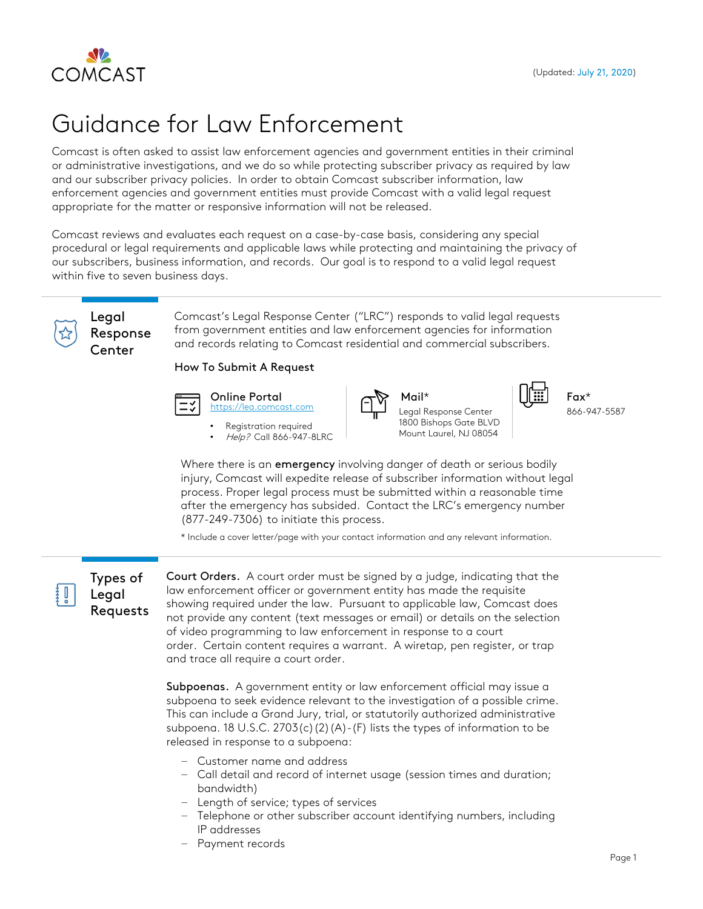COMCAST

(Updated: July 21, 2020)

# Guidance for Law Enforcement

Comcast is often asked to assist law enforcement agencies and government entities in their criminal or administrative investigations, and we do so while protecting subscriber privacy as required by law and our subscriber privacy policies. In order to obtain Comcast subscriber information, law enforcement agencies and government entities must provide Comcast with a valid legal request appropriate for the matter or responsive information will not be released.

Comcast reviews and evaluates each request on a case-by-case basis, considering any special procedural or legal requirements and applicable laws while protecting and maintaining the privacy of our subscribers, business information, and records. Our goal is to respond to a valid legal request within five to seven business days.

## Legal Response Center

Comcast's Legal Response Center ("LRC") responds to valid legal requests from government entities and law enforcement agencies for information and records relating to Comcast residential and commercial subscribers.

### How To Submit A Request

**Online Portal**
https://lea.comcast.com

- Registration required
- *Help?* Call 866-947-8LRC

**Mail***
Legal Response Center
1800 Bishops Gate BLVD
Mount Laurel, NJ 08054

**Fax***
866-947-5587

Where there is an **emergency** involving danger of death or serious bodily injury, Comcast will expedite release of subscriber information without legal process. Proper legal process must be submitted within a reasonable time after the emergency has subsided. Contact the LRC's emergency number (877-249-7306) to initiate this process.

* Include a cover letter/page with your contact information and any relevant information.

## Types of Legal Requests

**Court Orders.** A court order must be signed by a judge, indicating that the law enforcement officer or government entity has made the requisite showing required under the law. Pursuant to applicable law, Comcast does not provide any content (text messages or email) or details on the selection of video programming to law enforcement in response to a court order. Certain content requires a warrant. A wiretap, pen register, or trap and trace all require a court order.

**Subpoenas.** A government entity or law enforcement official may issue a subpoena to seek evidence relevant to the investigation of a possible crime. This can include a Grand Jury, trial, or statutorily authorized administrative subpoena. 18 U.S.C. 2703(c)(2)(A)-(F) lists the types of information to be released in response to a subpoena:

- Customer name and address
- Call detail and record of internet usage (session times and duration; bandwidth)
- Length of service; types of services
- Telephone or other subscriber account identifying numbers, including IP addresses
- Payment records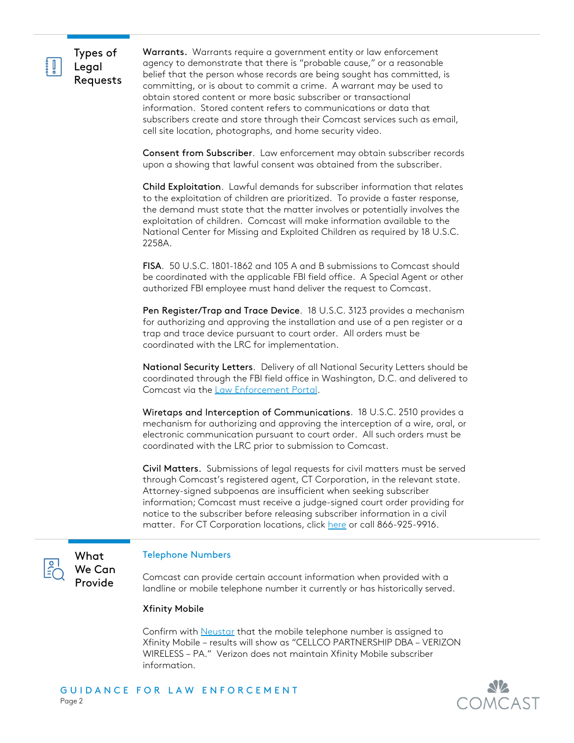## Types of Legal Requests

**Warrants.** Warrants require a government entity or law enforcement agency to demonstrate that there is "probable cause," or a reasonable belief that the person whose records are being sought has committed, is committing, or is about to commit a crime. A warrant may be used to obtain stored content or more basic subscriber or transactional information. Stored content refers to communications or data that subscribers create and store through their Comcast services such as email, cell site location, photographs, and home security video.

**Consent from Subscriber**. Law enforcement may obtain subscriber records upon a showing that lawful consent was obtained from the subscriber.

**Child Exploitation**. Lawful demands for subscriber information that relates to the exploitation of children are prioritized. To provide a faster response, the demand must state that the matter involves or potentially involves the exploitation of children. Comcast will make information available to the National Center for Missing and Exploited Children as required by 18 U.S.C. 2258A.

**FISA**. 50 U.S.C. 1801-1862 and 105 A and B submissions to Comcast should be coordinated with the applicable FBI field office. A Special Agent or other authorized FBI employee must hand deliver the request to Comcast.

**Pen Register/Trap and Trace Device**. 18 U.S.C. 3123 provides a mechanism for authorizing and approving the installation and use of a pen register or a trap and trace device pursuant to court order. All orders must be coordinated with the LRC for implementation.

**National Security Letters**. Delivery of all National Security Letters should be coordinated through the FBI field office in Washington, D.C. and delivered to Comcast via the Law Enforcement Portal.

**Wiretaps and Interception of Communications**. 18 U.S.C. 2510 provides a mechanism for authorizing and approving the interception of a wire, oral, or electronic communication pursuant to court order. All such orders must be coordinated with the LRC prior to submission to Comcast.

**Civil Matters.** Submissions of legal requests for civil matters must be served through Comcast's registered agent, CT Corporation, in the relevant state. Attorney-signed subpoenas are insufficient when seeking subscriber information; Comcast must receive a judge-signed court order providing for notice to the subscriber before releasing subscriber information in a civil matter. For CT Corporation locations, click here or call 866-925-9916.

## What We Can Provide

### Telephone Numbers

Comcast can provide certain account information when provided with a landline or mobile telephone number it currently or has historically served.

**Xfinity Mobile**

Confirm with Neustar that the mobile telephone number is assigned to Xfinity Mobile – results will show as "CELLCO PARTNERSHIP DBA – VERIZON WIRELESS – PA." Verizon does not maintain Xfinity Mobile subscriber information.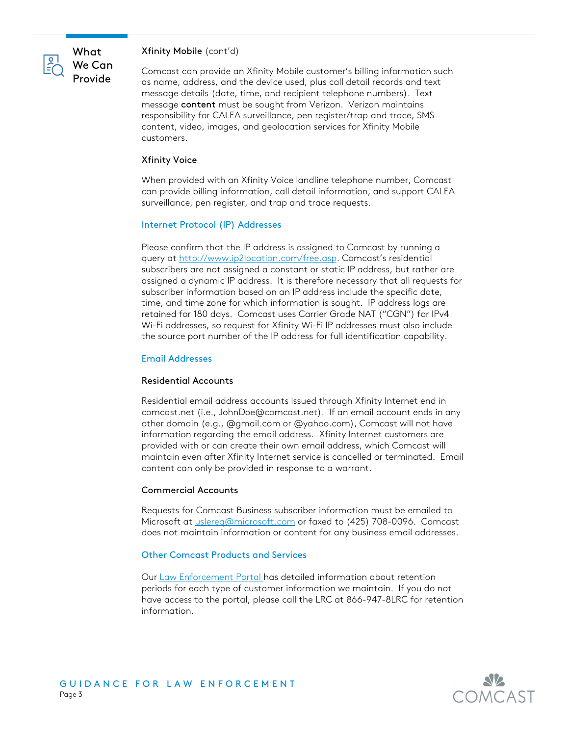## What We Can Provide

### Xfinity Mobile (cont'd)

Comcast can provide an Xfinity Mobile customer's billing information such as name, address, and the device used, plus call detail records and text message details (date, time, and recipient telephone numbers). Text message **content** must be sought from Verizon. Verizon maintains responsibility for CALEA surveillance, pen register/trap and trace, SMS content, video, images, and geolocation services for Xfinity Mobile customers.

### Xfinity Voice

When provided with an Xfinity Voice landline telephone number, Comcast can provide billing information, call detail information, and support CALEA surveillance, pen register, and trap and trace requests.

## Internet Protocol (IP) Addresses

Please confirm that the IP address is assigned to Comcast by running a query at [http://www.ip2location.com/free.asp](http://www.ip2location.com/free.asp). Comcast's residential subscribers are not assigned a constant or static IP address, but rather are assigned a dynamic IP address. It is therefore necessary that all requests for subscriber information based on an IP address include the specific date, time, and time zone for which information is sought. IP address logs are retained for 180 days. Comcast uses Carrier Grade NAT ("CGN") for IPv4 Wi-Fi addresses, so request for Xfinity Wi-Fi IP addresses must also include the source port number of the IP address for full identification capability.

## Email Addresses

### Residential Accounts

Residential email address accounts issued through Xfinity Internet end in comcast.net (i.e., JohnDoe@comcast.net). If an email account ends in any other domain (e.g., @gmail.com or @yahoo.com), Comcast will not have information regarding the email address. Xfinity Internet customers are provided with or can create their own email address, which Comcast will maintain even after Xfinity Internet service is cancelled or terminated. Email content can only be provided in response to a warrant.

### Commercial Accounts

Requests for Comcast Business subscriber information must be emailed to Microsoft at [uslereq@microsoft.com](mailto:uslereq@microsoft.com) or faxed to (425) 708-0096. Comcast does not maintain information or content for any business email addresses.

## Other Comcast Products and Services

Our Law Enforcement Portal has detailed information about retention periods for each type of customer information we maintain. If you do not have access to the portal, please call the LRC at 866-947-8LRC for retention information.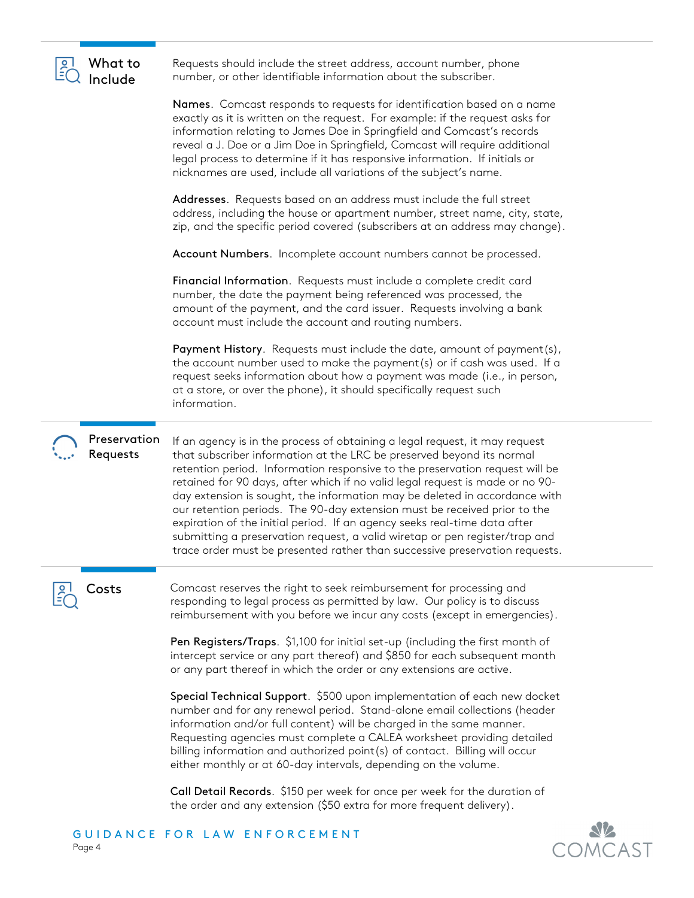## What to Include

Requests should include the street address, account number, phone number, or other identifiable information about the subscriber.

**Names**. Comcast responds to requests for identification based on a name exactly as it is written on the request. For example: if the request asks for information relating to James Doe in Springfield and Comcast's records reveal a J. Doe or a Jim Doe in Springfield, Comcast will require additional legal process to determine if it has responsive information. If initials or nicknames are used, include all variations of the subject's name.

**Addresses**. Requests based on an address must include the full street address, including the house or apartment number, street name, city, state, zip, and the specific period covered (subscribers at an address may change).

**Account Numbers**. Incomplete account numbers cannot be processed.

**Financial Information**. Requests must include a complete credit card number, the date the payment being referenced was processed, the amount of the payment, and the card issuer. Requests involving a bank account must include the account and routing numbers.

**Payment History**. Requests must include the date, amount of payment(s), the account number used to make the payment(s) or if cash was used. If a request seeks information about how a payment was made (i.e., in person, at a store, or over the phone), it should specifically request such information.

## Preservation Requests

If an agency is in the process of obtaining a legal request, it may request that subscriber information at the LRC be preserved beyond its normal retention period. Information responsive to the preservation request will be retained for 90 days, after which if no valid legal request is made or no 90-day extension is sought, the information may be deleted in accordance with our retention periods. The 90-day extension must be received prior to the expiration of the initial period. If an agency seeks real-time data after submitting a preservation request, a valid wiretap or pen register/trap and trace order must be presented rather than successive preservation requests.

## Costs

Comcast reserves the right to seek reimbursement for processing and responding to legal process as permitted by law. Our policy is to discuss reimbursement with you before we incur any costs (except in emergencies).

**Pen Registers/Traps**. $1,100 for initial set-up (including the first month of intercept service or any part thereof) and $850 for each subsequent month or any part thereof in which the order or any extensions are active.

**Special Technical Support**. $500 upon implementation of each new docket number and for any renewal period. Stand-alone email collections (header information and/or full content) will be charged in the same manner. Requesting agencies must complete a CALEA worksheet providing detailed billing information and authorized point(s) of contact. Billing will occur either monthly or at 60-day intervals, depending on the volume.

**Call Detail Records**. $150 per week for once per week for the duration of the order and any extension ($50 extra for more frequent delivery).